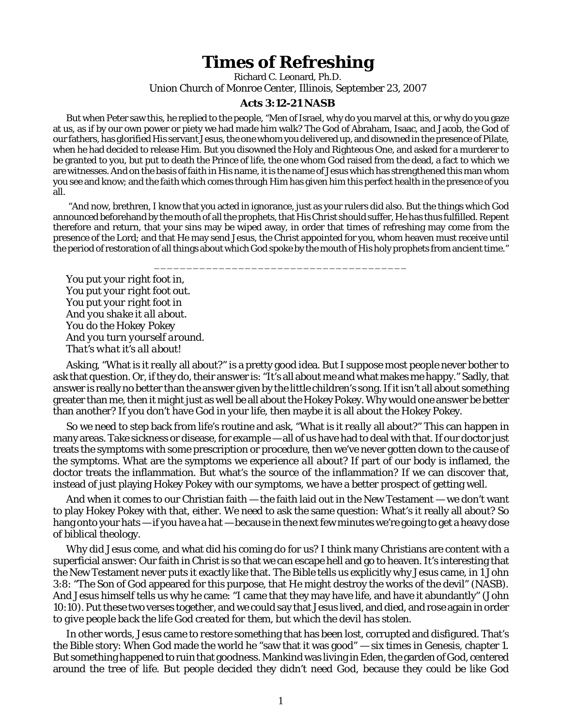# Times of Refreshing

Richard C. Leonard, Ph.D.
Union Church of Monroe Center, Illinois, September 23, 2007

**Acts 3:12-21 NASB**

But when Peter saw this, he replied to the people, "Men of Israel, why do you marvel at this, or why do you gaze at us, as if by our own power or piety we had made him walk? The God of Abraham, Isaac, and Jacob, the God of our fathers, has glorified His servant Jesus, the one whom you delivered up, and disowned in the presence of Pilate, when he had decided to release Him. But you disowned the Holy and Righteous One, and asked for a murderer to be granted to you, but put to death the Prince of life, the one whom God raised from the dead, a fact to which we are witnesses. And on the basis of faith in His name, it is the name of Jesus which has strengthened this man whom you see and know; and the faith which comes through Him has given him this perfect health in the presence of you all.

"And now, brethren, I know that you acted in ignorance, just as your rulers did also. But the things which God announced beforehand by the mouth of all the prophets, that His Christ should suffer, He has thus fulfilled. Repent therefore and return, that your sins may be wiped away, in order that times of refreshing may come from the presence of the Lord; and that He may send Jesus, the Christ appointed for you, whom heaven must receive until the period of restoration of all things about which God spoke by the mouth of His holy prophets from ancient time."

---

*You put your right foot in,*
*You put your right foot out.*
*You put your right foot in*
*And you shake it all about.*
*You do the Hokey Pokey*
*And you turn yourself around.*
*That's what it's all about!*

Asking, "What is it *really* all about?" is a pretty good idea. But I suppose most people never bother to ask that question. Or, if they do, their answer is: "It's all about me and what makes me happy." Sadly, that answer is really no better than the answer given by the little children's song. If it isn't all about something greater than me, then it might just as well be all about the Hokey Pokey. Why would one answer be better than another? If you don't have God in your life, then maybe it is all about the Hokey Pokey.

So we need to step back from life's routine and ask, "What is it *really* all about?" This can happen in many areas. Take sickness or disease, for example — all of us have had to deal with that. If our doctor just treats the symptoms with some prescription or procedure, then we've never gotten down to the *cause* of the symptoms. What are the symptoms we experience *all about*? If part of our body is inflamed, the doctor treats the inflammation. But what's the source of the inflammation? If we can discover that, instead of just playing Hokey Pokey with our symptoms, we have a better prospect of getting well.

And when it comes to our Christian faith — the faith laid out in the New Testament — we don't want to play Hokey Pokey with that, either. We need to ask the same question: What's it really all about? So hang onto your hats — if you have a hat — because in the next few minutes we're going to get a heavy dose of biblical theology.

Why did Jesus come, and what did his coming do for us? I think many Christians are content with a superficial answer: Our faith in Christ is so that we can escape hell and go to heaven. It's interesting that the New Testament never puts it exactly like that. The Bible tells us explicitly why Jesus came, in 1 John 3:8: "The Son of God appeared for this purpose, that He might destroy the works of the devil" (NASB). And Jesus himself tells us why he came: "I came that they may have life, and have it abundantly" (John 10:10). Put these two verses together, and we could say that Jesus lived, and died, and rose again in order *to give people back the life God created for them, but which the devil has stolen.*

In other words, Jesus came to *restore* something that has been lost, corrupted and disfigured. That's the Bible story: When God made the world he "saw that it was good" — six times in Genesis, chapter 1. But something happened to ruin that goodness. Mankind was living in Eden, the garden of God, centered around the tree of life. But people decided they didn't need God, because they could be like God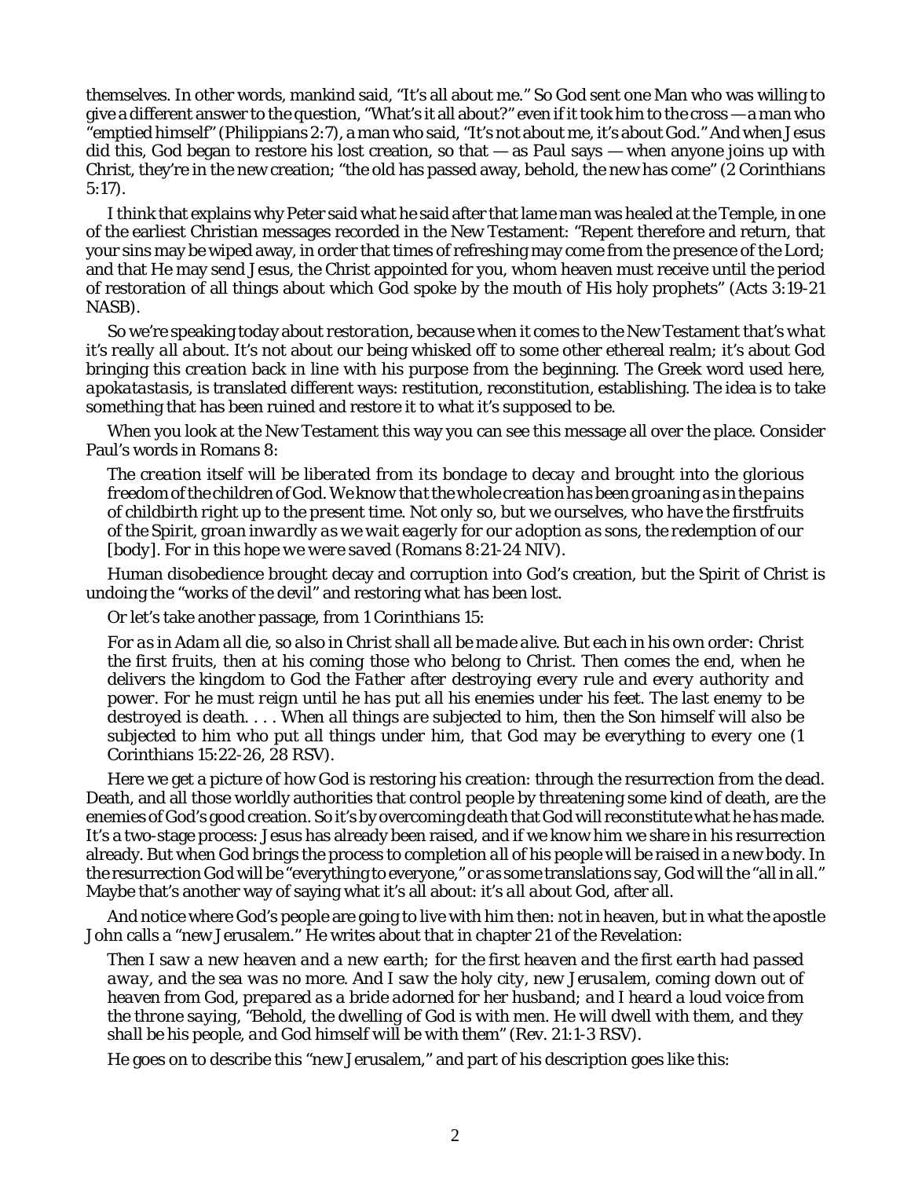themselves. In other words, mankind said, "It's all about me." So God sent one Man who was willing to give a different answer to the question, "What's it all about?" even if it took him to the cross — a man who "emptied himself" (Philippians 2:7), a man who said, "It's not about me, it's about God." And when Jesus did this, God began to restore his lost creation, so that — as Paul says — when anyone joins up with Christ, they're in the new creation; "the old has passed away, behold, the new has come" (2 Corinthians 5:17).

I think that explains why Peter said what he said after that lame man was healed at the Temple, in one of the earliest Christian messages recorded in the New Testament: "Repent therefore and return, that your sins may be wiped away, in order that times of refreshing may come from the presence of the Lord; and that He may send Jesus, the Christ appointed for you, whom heaven must receive until the period of restoration of all things about which God spoke by the mouth of His holy prophets" (Acts 3:19-21 NASB).

So we're speaking today about *restoration*, because when it comes to the New Testament *that's what it's really all about*. It's not about our being whisked off to some other ethereal realm; it's about God bringing *this creation* back in line with his purpose from the beginning. The Greek word used here, *apokatastasis*, is translated different ways: restitution, reconstitution, establishing. The idea is to take something that has been ruined and restore it to what it's supposed to be.

When you look at the New Testament this way you can see this message all over the place. Consider Paul's words in Romans 8:

> *The creation itself will be liberated from its bondage to decay and brought into the glorious freedom of the children of God. We know that the whole creation has been groaning as in the pains of childbirth right up to the present time. Not only so, but we ourselves, who have the firstfruits of the Spirit, groan inwardly as we wait eagerly for our adoption as sons, the redemption of our* [body]. *For in this hope we were saved* (Romans 8:21-24 NIV).

Human disobedience brought decay and corruption into God's creation, but the Spirit of Christ is undoing the "works of the devil" and restoring what has been lost.

Or let's take another passage, from 1 Corinthians 15:

> *For as in Adam all die, so also in Christ shall all be made alive. But each in his own order: Christ the first fruits, then at his coming those who belong to Christ. Then comes the end, when he delivers the kingdom to God the Father after destroying every rule and every authority and power. For he must reign until he has put all his enemies under his feet. The last enemy to be destroyed is death. . . . When all things are subjected to him, then the Son himself will also be subjected to him who put all things under him, that God may be everything to every one* (1 Corinthians 15:22-26, 28 RSV).

Here we get a picture of how God is restoring his creation: through the resurrection from the dead. Death, and all those worldly authorities that control people by threatening some kind of death, are the enemies of God's good creation. So it's by overcoming death that God will reconstitute what he has made. It's a two-stage process: Jesus has already been raised, and if we know him we share in his resurrection already. But when God brings the process to completion *all* of his people will be raised in a new body. In the resurrection God will be "everything to everyone," or as some translations say, God will the "all in all." Maybe that's another way of saying what it's all about: *it's all about God*, after all.

And notice where God's people are going to live with him then: not in heaven, but in what the apostle John calls a "new Jerusalem." He writes about that in chapter 21 of the Revelation:

> *Then I saw a new heaven and a new earth; for the first heaven and the first earth had passed away, and the sea was no more. And I saw the holy city, new Jerusalem, coming down out of heaven from God, prepared as a bride adorned for her husband; and I heard a loud voice from the throne saying, "Behold, the dwelling of God is with men. He will dwell with them, and they shall be his people, and God himself will be with them"* (Rev. 21:1-3 RSV).

He goes on to describe this "new Jerusalem," and part of his description goes like this: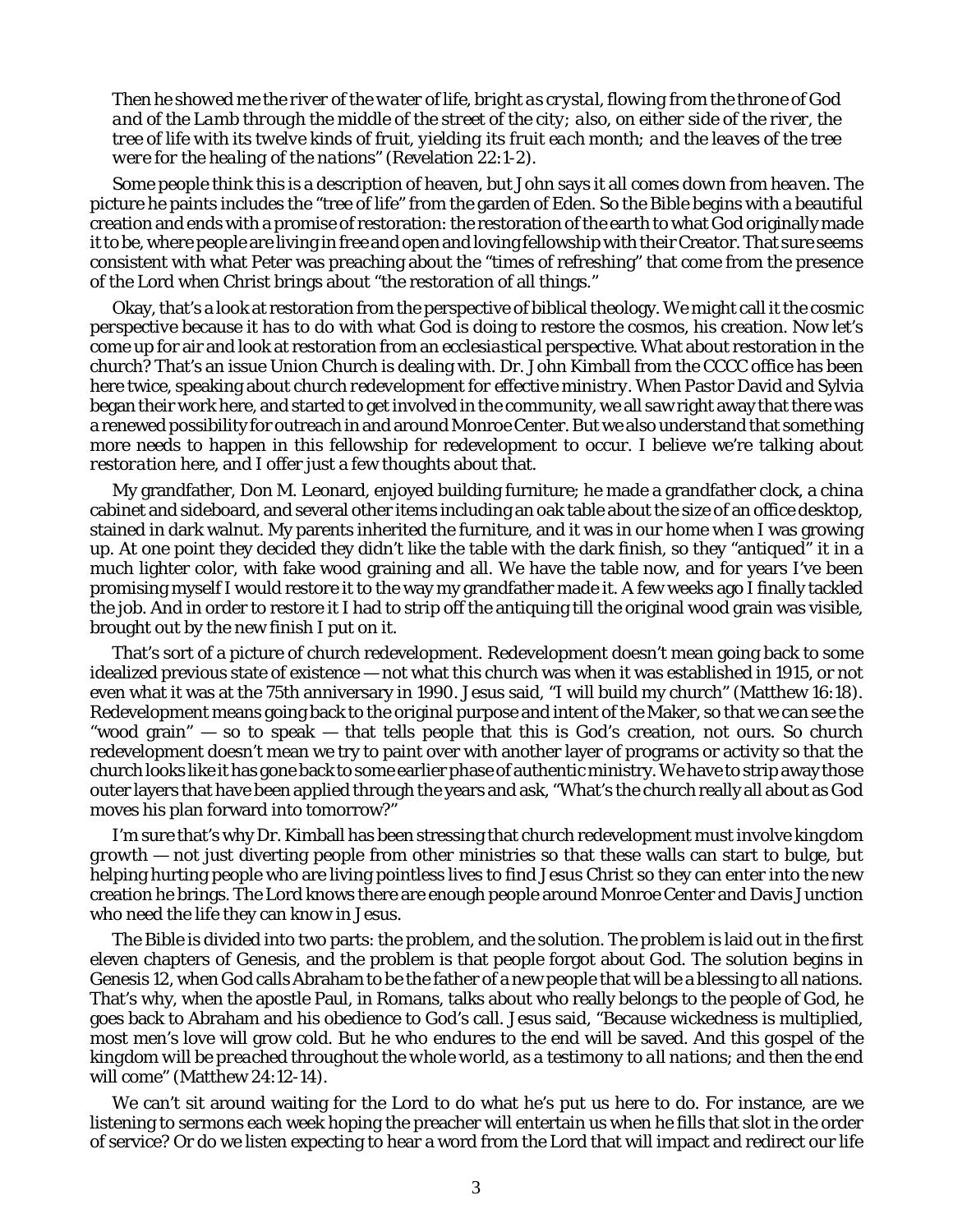*Then he showed me the river of the water of life, bright as crystal, flowing from the throne of God and of the Lamb through the middle of the street of the city; also, on either side of the river, the tree of life with its twelve kinds of fruit, yielding its fruit each month; and the leaves of the tree were for the healing of the nations"* (Revelation 22:1-2).

Some people think this is a description of heaven, but John says it all comes down *from heaven*. The picture he paints includes the "tree of life" from the garden of Eden. So the Bible begins with a beautiful creation and ends with a promise of restoration: the restoration of the earth to what God originally made it to be, where people are living in free and open and loving fellowship with their Creator. That sure seems consistent with what Peter was preaching about the "times of refreshing" that come from the presence of the Lord when Christ brings about "the restoration of all things."

Okay, that's a look at restoration from the perspective of biblical theology. We might call it the cosmic perspective because it has to do with what God is doing to restore the cosmos, his creation. Now let's come up for air and look at restoration from an *ecclesiastical perspective*. What about restoration in the church? That's an issue Union Church is dealing with. Dr. John Kimball from the CCCC office has been here twice, speaking about *church redevelopment for effective ministry*. When Pastor David and Sylvia began their work here, and started to get involved in the community, we all saw right away that there was a renewed possibility for outreach in and around Monroe Center. But we also understand that something more needs to happen in this fellowship for redevelopment to occur. I believe we're talking about *restoration* here, and I offer just a few thoughts about that.

My grandfather, Don M. Leonard, enjoyed building furniture; he made a grandfather clock, a china cabinet and sideboard, and several other items including an oak table about the size of an office desktop, stained in dark walnut. My parents inherited the furniture, and it was in our home when I was growing up. At one point they decided they didn't like the table with the dark finish, so they "antiqued" it in a much lighter color, with fake wood graining and all. We have the table now, and for years I've been promising myself I would restore it to the way my grandfather made it. A few weeks ago I finally tackled the job. And in order to restore it I had to strip off the antiquing till the original wood grain was visible, brought out by the new finish I put on it.

That's sort of a picture of church redevelopment. Redevelopment doesn't mean going back to some idealized previous state of existence — not what this church was when it was established in 1915, or not even what it was at the 75th anniversary in 1990. Jesus said, "I will build my church" (Matthew 16:18). Redevelopment means going back to the original purpose and intent of the Maker, so that we can see the "wood grain" — so to speak — that tells people that this is God's creation, not ours. So church redevelopment doesn't mean we try to paint over with another layer of programs or activity so that the church looks like it has gone back to some earlier phase of authentic ministry. We have to strip away those outer layers that have been applied through the years and ask, "What's the church really all about as God moves his plan forward into tomorrow?"

I'm sure that's why Dr. Kimball has been stressing that church redevelopment must involve *kingdom growth* — not just diverting people from other ministries so that these walls can start to bulge, but helping hurting people who are living pointless lives to find Jesus Christ so they can enter into the new creation he brings. The Lord knows there are enough people around Monroe Center and Davis Junction who need the life they can know in Jesus.

The Bible is divided into two parts: the problem, and the solution. The problem is laid out in the first eleven chapters of Genesis, and the problem is that people forgot about God. The solution begins in Genesis 12, when God calls Abraham to be the father of a new people that will be a blessing to all nations. That's why, when the apostle Paul, in Romans, talks about who really belongs to the people of God, he goes back to Abraham and his obedience to God's call. Jesus said, "Because wickedness is multiplied, most men's love will grow cold. But he who endures to the end will be saved. *And this gospel of the kingdom will be preached throughout the whole world, as a testimony to all nations;* and then the end will come" (Matthew 24:12-14).

We can't sit around waiting for the Lord to do what he's put us here to do. For instance, are we listening to sermons each week hoping the preacher will entertain us when he fills that slot in the order of service? Or do we listen expecting to hear a word from the Lord that will impact and redirect our life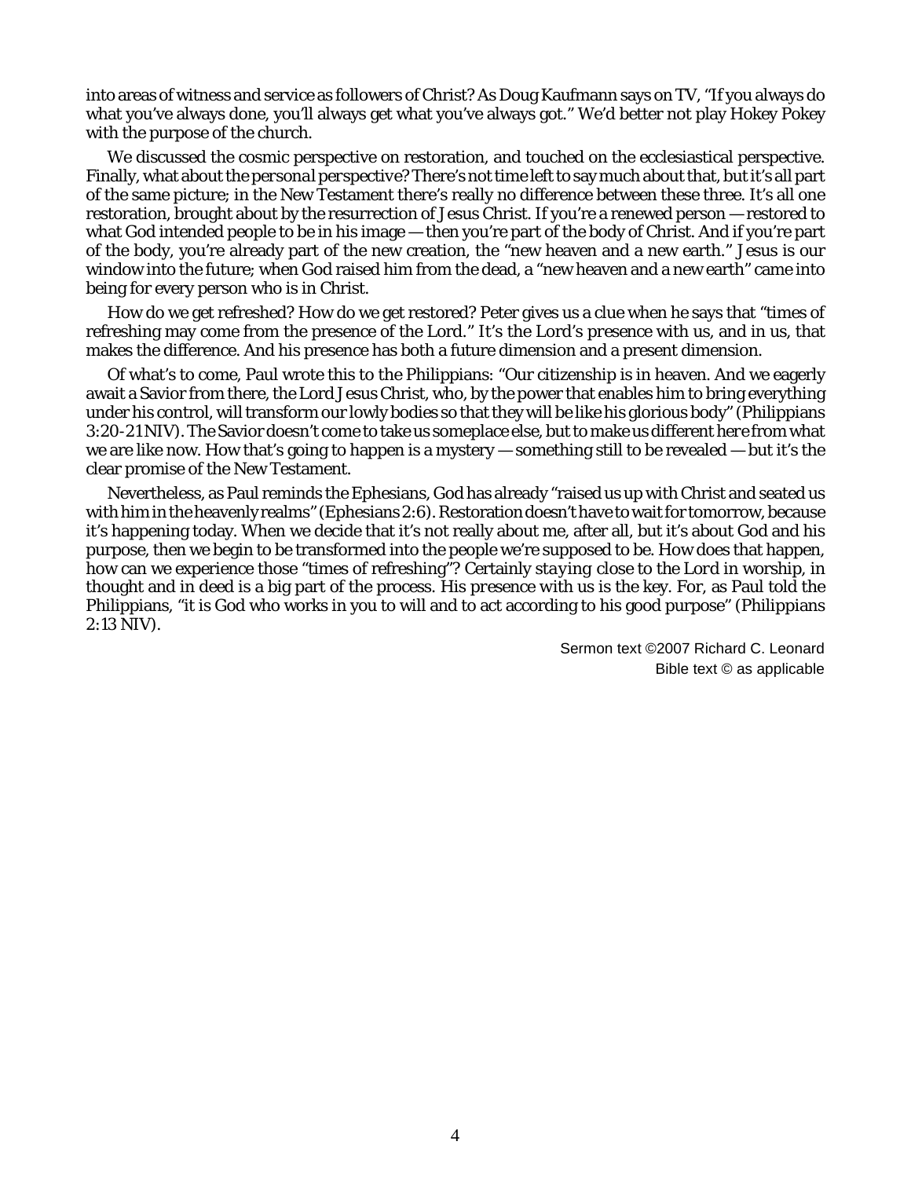into areas of witness and service as followers of Christ? As Doug Kaufmann says on TV, "If you always do what you've always done, you'll always get what you've always got." We'd better not play Hokey Pokey with the purpose of the church.

We discussed the cosmic perspective on restoration, and touched on the ecclesiastical perspective. Finally, what about the *personal* perspective? There's not time left to say much about that, but it's all part of the same picture; in the New Testament there's really no difference between these three. It's all one restoration, brought about by the resurrection of Jesus Christ. If you're a renewed person — restored to what God intended people to be in his image — then you're part of the body of Christ. And if you're part of the body, you're already part of the new creation, the "new heaven and a new earth." Jesus is our window into the future; when God raised him from the dead, a "new heaven and a new earth" came into being for every person who is in Christ.

How do we get refreshed? How do we get restored? Peter gives us a clue when he says that "times of refreshing may come from the presence of the Lord." It's the Lord's presence with us, and in us, that makes the difference. And his presence has both a future dimension and a present dimension.

Of what's to come, Paul wrote this to the Philippians: "Our citizenship is in heaven. And we eagerly await a Savior from there, the Lord Jesus Christ, who, by the power that enables him to bring everything under his control, will transform our lowly bodies so that they will be like his glorious body" (Philippians 3:20-21 NIV). The Savior doesn't come to take us someplace else, but to make us different *here* from what we are like now. How that's going to happen is a mystery — something still to be revealed — but it's the clear promise of the New Testament.

Nevertheless, as Paul reminds the Ephesians, God has already "raised us up with Christ and seated us with him in the heavenly realms" (Ephesians 2:6). Restoration doesn't have to wait for tomorrow, because it's happening today. When we decide that it's not really about me, after all, but it's about God and his purpose, then we begin to be transformed into the people we're supposed to be. How does that happen, how can we experience those "times of refreshing"? Certainly *staying close to the Lord* in worship, in thought and in deed is a big part of the process. His presence with us is the key. For, as Paul told the Philippians, "it is God who works in you to will and to act according to his good purpose" (Philippians 2:13 NIV).

Sermon text ©2007 Richard C. Leonard
Bible text © as applicable